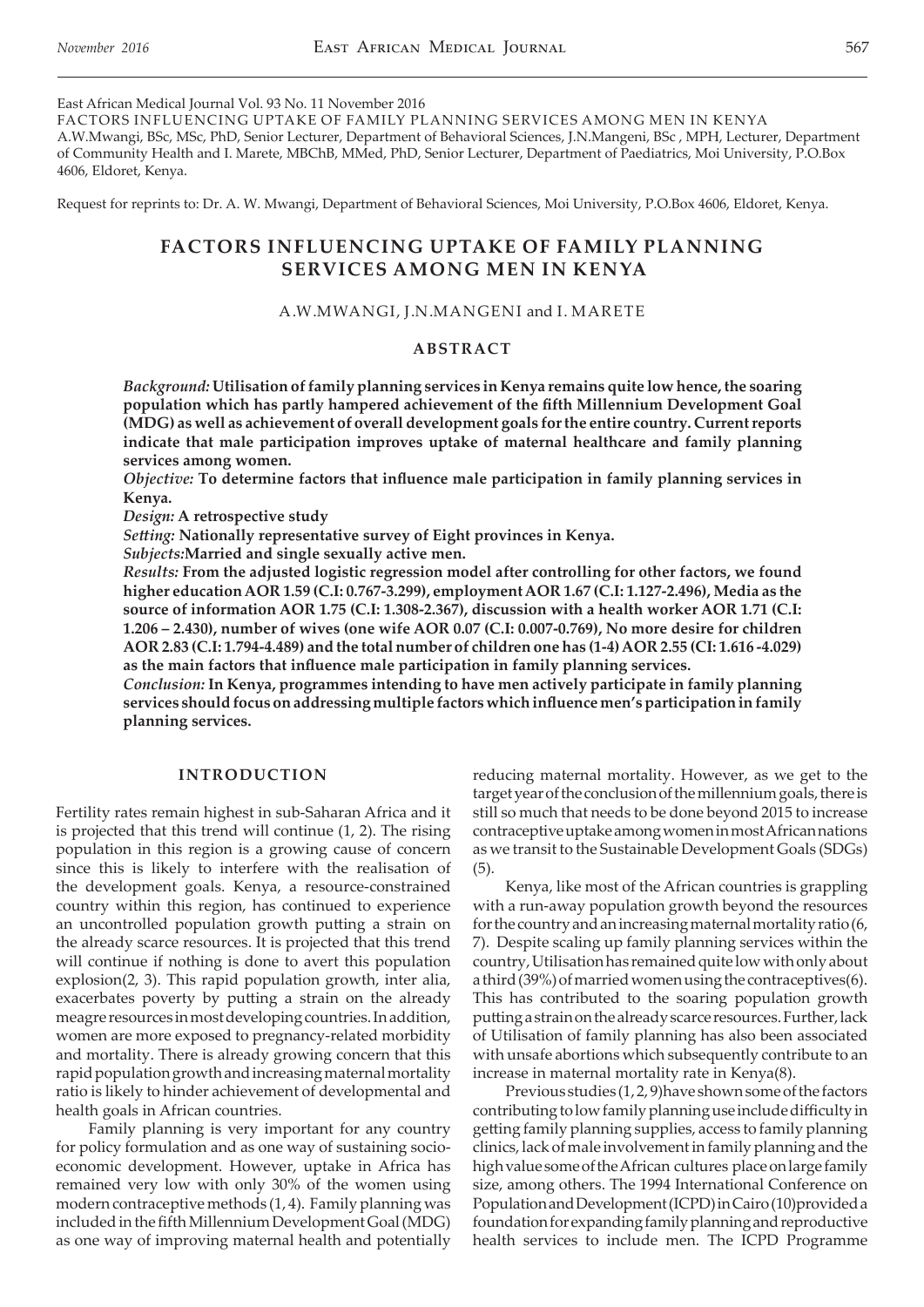East African Medical Journal Vol. 93 No. 11 November 2016

FACTORS INFLUENCING UPTAKE OF FAMILY PLANNING SERVICES AMONG MEN IN KENYA

A.W.Mwangi, BSc, MSc, PhD, Senior Lecturer, Department of Behavioral Sciences, J.N.Mangeni, BSc , MPH, Lecturer, Department of Community Health and I. Marete, MBChB, MMed, PhD, Senior Lecturer, Department of Paediatrics, Moi University, P.O.Box 4606, Eldoret, Kenya.

Request for reprints to: Dr. A. W. Mwangi, Department of Behavioral Sciences, Moi University, P.O.Box 4606, Eldoret, Kenya.

# FACTORS INFLUENCING UPTAKE OF FAMILY PLANNING SERVICES AMONG MEN IN KENYA

A.W.MWANGI, J.N.MANGENI and I. MARETE

## ABSTRACT

*Background:* **Utilisation of family planning services in Kenya remains quite low hence, the soaring population which has partly hampered achievement of the fifth Millennium Development Goal (MDG) as well as achievement of overall development goals for the entire country. Current reports indicate that male participation improves uptake of maternal healthcare and family planning services among women.**

*Objective:* **To determine factors that influence male participation in family planning services in Kenya.**

*Design:* **A retrospective study**

*Setting:* **Nationally representative survey of Eight provinces in Kenya.**

*Subjects:* **Married and single sexually active men.**

*Results:* **From the adjusted logistic regression model after controlling for other factors, we found higher education AOR 1.59 (C.I: 0.767-3.299), employment AOR 1.67 (C.I: 1.127-2.496), Media as the source of information AOR 1.75 (C.I: 1.308-2.367), discussion with a health worker AOR 1.71 (C.I: 1.206 – 2.430), number of wives (one wife AOR 0.07 (C.I: 0.007-0.769), No more desire for children AOR 2.83 (C.I: 1.794-4.489) and the total number of children one has (1-4) AOR 2.55 (CI: 1.616 -4.029) as the main factors that influence male participation in family planning services.**

*Conclusion:* **In Kenya, programmes intending to have men actively participate in family planning services should focus on addressing multiple factors which influence men's participation in family planning services.**

## INTRODUCTION

Fertility rates remain highest in sub-Saharan Africa and it is projected that this trend will continue (1, 2). The rising population in this region is a growing cause of concern since this is likely to interfere with the realisation of the development goals. Kenya, a resource-constrained country within this region, has continued to experience an uncontrolled population growth putting a strain on the already scarce resources. It is projected that this trend will continue if nothing is done to avert this population explosion(2, 3). This rapid population growth, inter alia, exacerbates poverty by putting a strain on the already meagre resources in most developing countries. In addition, women are more exposed to pregnancy-related morbidity and mortality. There is already growing concern that this rapid population growth and increasing maternal mortality ratio is likely to hinder achievement of developmental and health goals in African countries.

Family planning is very important for any country for policy formulation and as one way of sustaining socio-economic development. However, uptake in Africa has remained very low with only 30% of the women using modern contraceptive methods (1, 4). Family planning was included in the fifth Millennium Development Goal (MDG) as one way of improving maternal health and potentially reducing maternal mortality. However, as we get to the target year of the conclusion of the millennium goals, there is still so much that needs to be done beyond 2015 to increase contraceptive uptake among women in most African nations as we transit to the Sustainable Development Goals (SDGs) (5).

Kenya, like most of the African countries is grappling with a run-away population growth beyond the resources for the country and an increasing maternal mortality ratio (6, 7). Despite scaling up family planning services within the country, Utilisation has remained quite low with only about a third (39%) of married women using the contraceptives(6). This has contributed to the soaring population growth putting a strain on the already scarce resources. Further, lack of Utilisation of family planning has also been associated with unsafe abortions which subsequently contribute to an increase in maternal mortality rate in Kenya(8).

Previous studies (1, 2, 9) have shown some of the factors contributing to low family planning use include difficulty in getting family planning supplies, access to family planning clinics, lack of male involvement in family planning and the high value some of the African cultures place on large family size, among others. The 1994 International Conference on Population and Development (ICPD) in Cairo (10) provided a foundation for expanding family planning and reproductive health services to include men. The ICPD Programme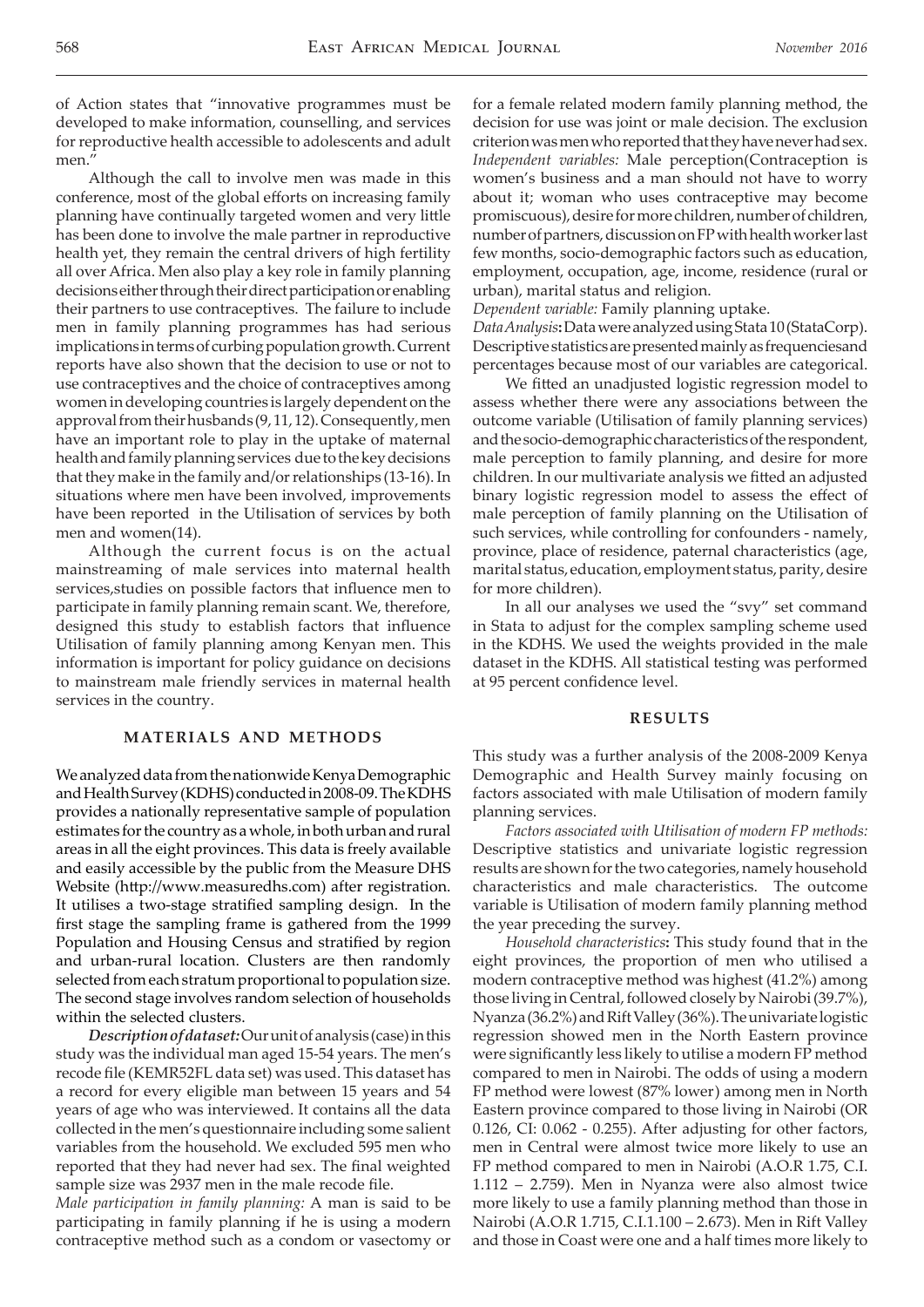of Action states that "innovative programmes must be developed to make information, counselling, and services for reproductive health accessible to adolescents and adult men."

Although the call to involve men was made in this conference, most of the global efforts on increasing family planning have continually targeted women and very little has been done to involve the male partner in reproductive health yet, they remain the central drivers of high fertility all over Africa. Men also play a key role in family planning decisions either through their direct participation or enabling their partners to use contraceptives. The failure to include men in family planning programmes has had serious implications in terms of curbing population growth. Current reports have also shown that the decision to use or not to use contraceptives and the choice of contraceptives among women in developing countries is largely dependent on the approval from their husbands (9, 11, 12). Consequently, men have an important role to play in the uptake of maternal health and family planning services due to the key decisions that they make in the family and/or relationships (13-16). In situations where men have been involved, improvements have been reported in the Utilisation of services by both men and women(14).

Although the current focus is on the actual mainstreaming of male services into maternal health services,studies on possible factors that influence men to participate in family planning remain scant. We, therefore, designed this study to establish factors that influence Utilisation of family planning among Kenyan men. This information is important for policy guidance on decisions to mainstream male friendly services in maternal health services in the country.

## MATERIALS AND METHODS

We analyzed data from the nationwide Kenya Demographic and Health Survey (KDHS) conducted in 2008-09. The KDHS provides a nationally representative sample of population estimates for the country as a whole, in both urban and rural areas in all the eight provinces. This data is freely available and easily accessible by the public from the Measure DHS Website (http://www.measuredhs.com) after registration. It utilises a two-stage stratified sampling design. In the first stage the sampling frame is gathered from the 1999 Population and Housing Census and stratified by region and urban-rural location. Clusters are then randomly selected from each stratum proportional to population size. The second stage involves random selection of households within the selected clusters.

***Description of dataset:*** Our unit of analysis (case) in this study was the individual man aged 15-54 years. The men's recode file (KEMR52FL data set) was used. This dataset has a record for every eligible man between 15 years and 54 years of age who was interviewed. It contains all the data collected in the men's questionnaire including some salient variables from the household. We excluded 595 men who reported that they had never had sex. The final weighted sample size was 2937 men in the male recode file.

*Male participation in family planning:* A man is said to be participating in family planning if he is using a modern contraceptive method such as a condom or vasectomy or for a female related modern family planning method, the decision for use was joint or male decision. The exclusion criterion was men who reported that they have never had sex.

*Independent variables:* Male perception(Contraception is women's business and a man should not have to worry about it; woman who uses contraceptive may become promiscuous), desire for more children, number of children, number of partners, discussion on FP with health worker last few months, socio-demographic factors such as education, employment, occupation, age, income, residence (rural or urban), marital status and religion.

*Dependent variable:* Family planning uptake.

*Data Analysis***:** Data were analyzed using Stata 10 (StataCorp). Descriptive statistics are presented mainly as frequenciesand percentages because most of our variables are categorical.

We fitted an unadjusted logistic regression model to assess whether there were any associations between the outcome variable (Utilisation of family planning services) and the socio-demographic characteristics of the respondent, male perception to family planning, and desire for more children. In our multivariate analysis we fitted an adjusted binary logistic regression model to assess the effect of male perception of family planning on the Utilisation of such services, while controlling for confounders - namely, province, place of residence, paternal characteristics (age, marital status, education, employment status, parity, desire for more children).

In all our analyses we used the "svy" set command in Stata to adjust for the complex sampling scheme used in the KDHS. We used the weights provided in the male dataset in the KDHS. All statistical testing was performed at 95 percent confidence level.

## RESULTS

This study was a further analysis of the 2008-2009 Kenya Demographic and Health Survey mainly focusing on factors associated with male Utilisation of modern family planning services.

*Factors associated with Utilisation of modern FP methods:* Descriptive statistics and univariate logistic regression results are shown for the two categories, namely household characteristics and male characteristics. The outcome variable is Utilisation of modern family planning method the year preceding the survey.

*Household characteristics***:** This study found that in the eight provinces, the proportion of men who utilised a modern contraceptive method was highest (41.2%) among those living in Central, followed closely by Nairobi (39.7%), Nyanza (36.2%) and Rift Valley (36%). The univariate logistic regression showed men in the North Eastern province were significantly less likely to utilise a modern FP method compared to men in Nairobi. The odds of using a modern FP method were lowest (87% lower) among men in North Eastern province compared to those living in Nairobi (OR 0.126, CI: 0.062 - 0.255). After adjusting for other factors, men in Central were almost twice more likely to use an FP method compared to men in Nairobi (A.O.R 1.75, C.I. 1.112 – 2.759). Men in Nyanza were also almost twice more likely to use a family planning method than those in Nairobi (A.O.R 1.715, C.I.1.100 – 2.673). Men in Rift Valley and those in Coast were one and a half times more likely to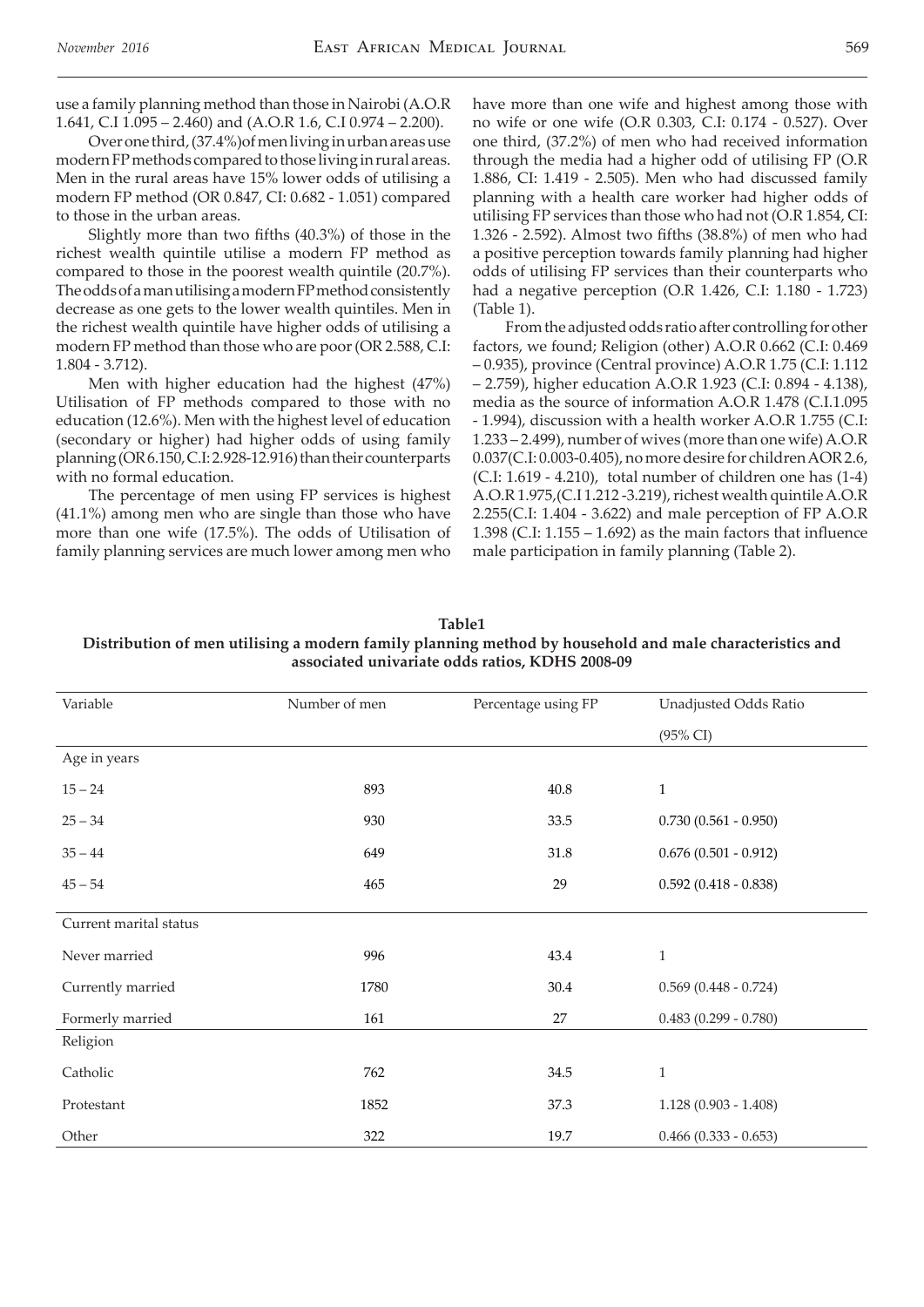use a family planning method than those in Nairobi (A.O.R 1.641, C.I 1.095 – 2.460) and (A.O.R 1.6, C.I 0.974 – 2.200).

Over one third, (37.4%) of men living in urban areas use modern FP methods compared to those living in rural areas. Men in the rural areas have 15% lower odds of utilising a modern FP method (OR 0.847, CI: 0.682 - 1.051) compared to those in the urban areas.

Slightly more than two fifths (40.3%) of those in the richest wealth quintile utilise a modern FP method as compared to those in the poorest wealth quintile (20.7%). The odds of a man utilising a modern FP method consistently decrease as one gets to the lower wealth quintiles. Men in the richest wealth quintile have higher odds of utilising a modern FP method than those who are poor (OR 2.588, C.I: 1.804 - 3.712).

Men with higher education had the highest (47%) Utilisation of FP methods compared to those with no education (12.6%). Men with the highest level of education (secondary or higher) had higher odds of using family planning (OR 6.150, C.I: 2.928-12.916) than their counterparts with no formal education.

The percentage of men using FP services is highest (41.1%) among men who are single than those who have more than one wife (17.5%). The odds of Utilisation of family planning services are much lower among men who have more than one wife and highest among those with no wife or one wife (O.R 0.303, C.I: 0.174 - 0.527). Over one third, (37.2%) of men who had received information through the media had a higher odd of utilising FP (O.R 1.886, CI: 1.419 - 2.505). Men who had discussed family planning with a health care worker had higher odds of utilising FP services than those who had not (O.R 1.854, CI: 1.326 - 2.592). Almost two fifths (38.8%) of men who had a positive perception towards family planning had higher odds of utilising FP services than their counterparts who had a negative perception (O.R 1.426, C.I: 1.180 - 1.723) (Table 1).

From the adjusted odds ratio after controlling for other factors, we found; Religion (other) A.O.R 0.662 (C.I: 0.469 – 0.935), province (Central province) A.O.R 1.75 (C.I: 1.112 – 2.759), higher education A.O.R 1.923 (C.I: 0.894 - 4.138), media as the source of information A.O.R 1.478 (C.I.1.095 - 1.994), discussion with a health worker A.O.R 1.755 (C.I: 1.233 – 2.499), number of wives (more than one wife) A.O.R 0.037(C.I: 0.003-0.405), no more desire for children AOR 2.6, (C.I: 1.619 - 4.210), total number of children one has (1-4) A.O.R 1.975,(C.I 1.212 -3.219), richest wealth quintile A.O.R 2.255(C.I: 1.404 - 3.622) and male perception of FP A.O.R 1.398 (C.I: 1.155 – 1.692) as the main factors that influence male participation in family planning (Table 2).

**Table1**
**Distribution of men utilising a modern family planning method by household and male characteristics and associated univariate odds ratios, KDHS 2008-09**

| Variable | Number of men | Percentage using FP | Unadjusted Odds Ratio (95% CI) |
|---|---|---|---|
| Age in years | | | |
| 15 – 24 | 893 | 40.8 | 1 |
| 25 – 34 | 930 | 33.5 | 0.730 (0.561 - 0.950) |
| 35 – 44 | 649 | 31.8 | 0.676 (0.501 - 0.912) |
| 45 – 54 | 465 | 29 | 0.592 (0.418 - 0.838) |
| Current marital status | | | |
| Never married | 996 | 43.4 | 1 |
| Currently married | 1780 | 30.4 | 0.569 (0.448 - 0.724) |
| Formerly married | 161 | 27 | 0.483 (0.299 - 0.780) |
| Religion | | | |
| Catholic | 762 | 34.5 | 1 |
| Protestant | 1852 | 37.3 | 1.128 (0.903 - 1.408) |
| Other | 322 | 19.7 | 0.466 (0.333 - 0.653) |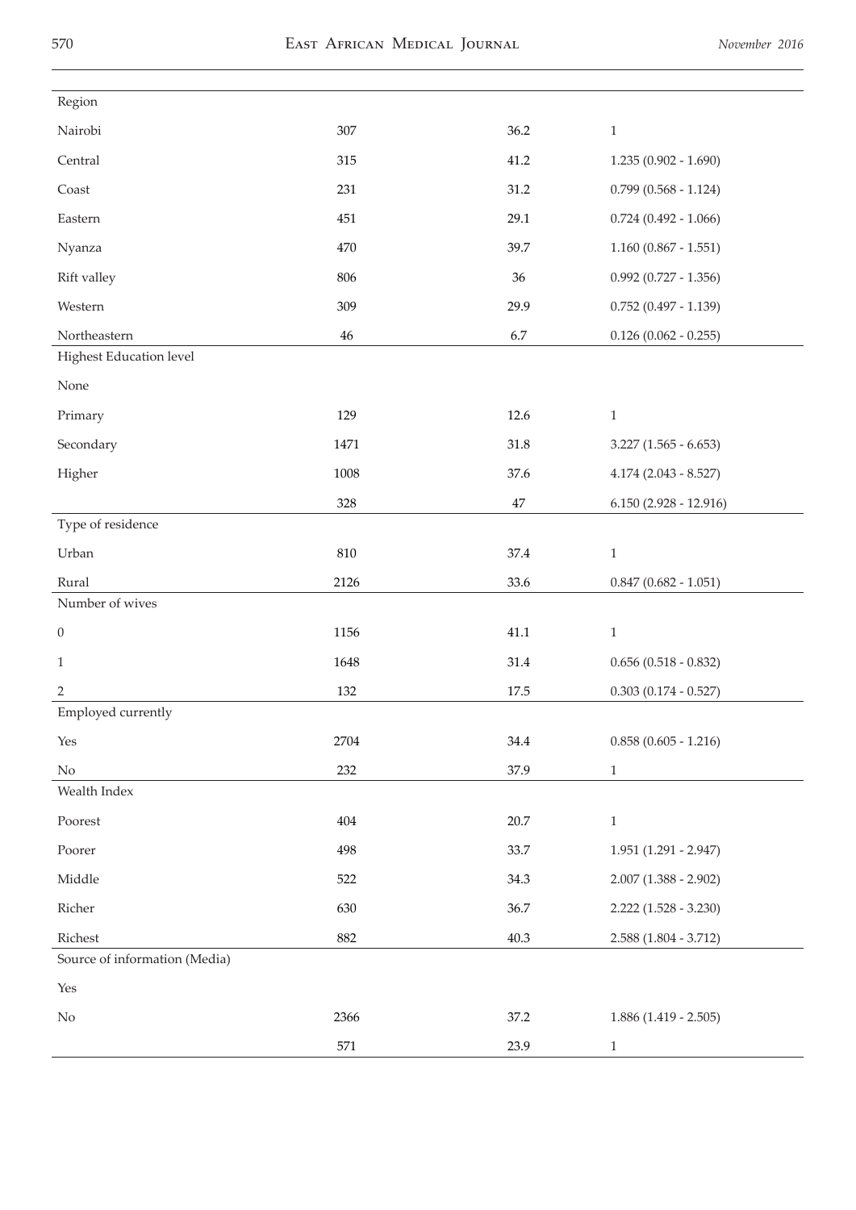| | | | |
|---|---|---|---|
| Region | | | |
| Nairobi | 307 | 36.2 | 1 |
| Central | 315 | 41.2 | 1.235 (0.902 - 1.690) |
| Coast | 231 | 31.2 | 0.799 (0.568 - 1.124) |
| Eastern | 451 | 29.1 | 0.724 (0.492 - 1.066) |
| Nyanza | 470 | 39.7 | 1.160 (0.867 - 1.551) |
| Rift valley | 806 | 36 | 0.992 (0.727 - 1.356) |
| Western | 309 | 29.9 | 0.752 (0.497 - 1.139) |
| Northeastern | 46 | 6.7 | 0.126 (0.062 - 0.255) |
| Highest Education level | | | |
| None | | | |
| Primary | 129 | 12.6 | 1 |
| Secondary | 1471 | 31.8 | 3.227 (1.565 - 6.653) |
| Higher | 1008 | 37.6 | 4.174 (2.043 - 8.527) |
| | 328 | 47 | 6.150 (2.928 - 12.916) |
| Type of residence | | | |
| Urban | 810 | 37.4 | 1 |
| Rural | 2126 | 33.6 | 0.847 (0.682 - 1.051) |
| Number of wives | | | |
| 0 | 1156 | 41.1 | 1 |
| 1 | 1648 | 31.4 | 0.656 (0.518 - 0.832) |
| 2 | 132 | 17.5 | 0.303 (0.174 - 0.527) |
| Employed currently | | | |
| Yes | 2704 | 34.4 | 0.858 (0.605 - 1.216) |
| No | 232 | 37.9 | 1 |
| Wealth Index | | | |
| Poorest | 404 | 20.7 | 1 |
| Poorer | 498 | 33.7 | 1.951 (1.291 - 2.947) |
| Middle | 522 | 34.3 | 2.007 (1.388 - 2.902) |
| Richer | 630 | 36.7 | 2.222 (1.528 - 3.230) |
| Richest | 882 | 40.3 | 2.588 (1.804 - 3.712) |
| Source of information (Media) | | | |
| Yes | | | |
| No | 2366 | 37.2 | 1.886 (1.419 - 2.505) |
| | 571 | 23.9 | 1 |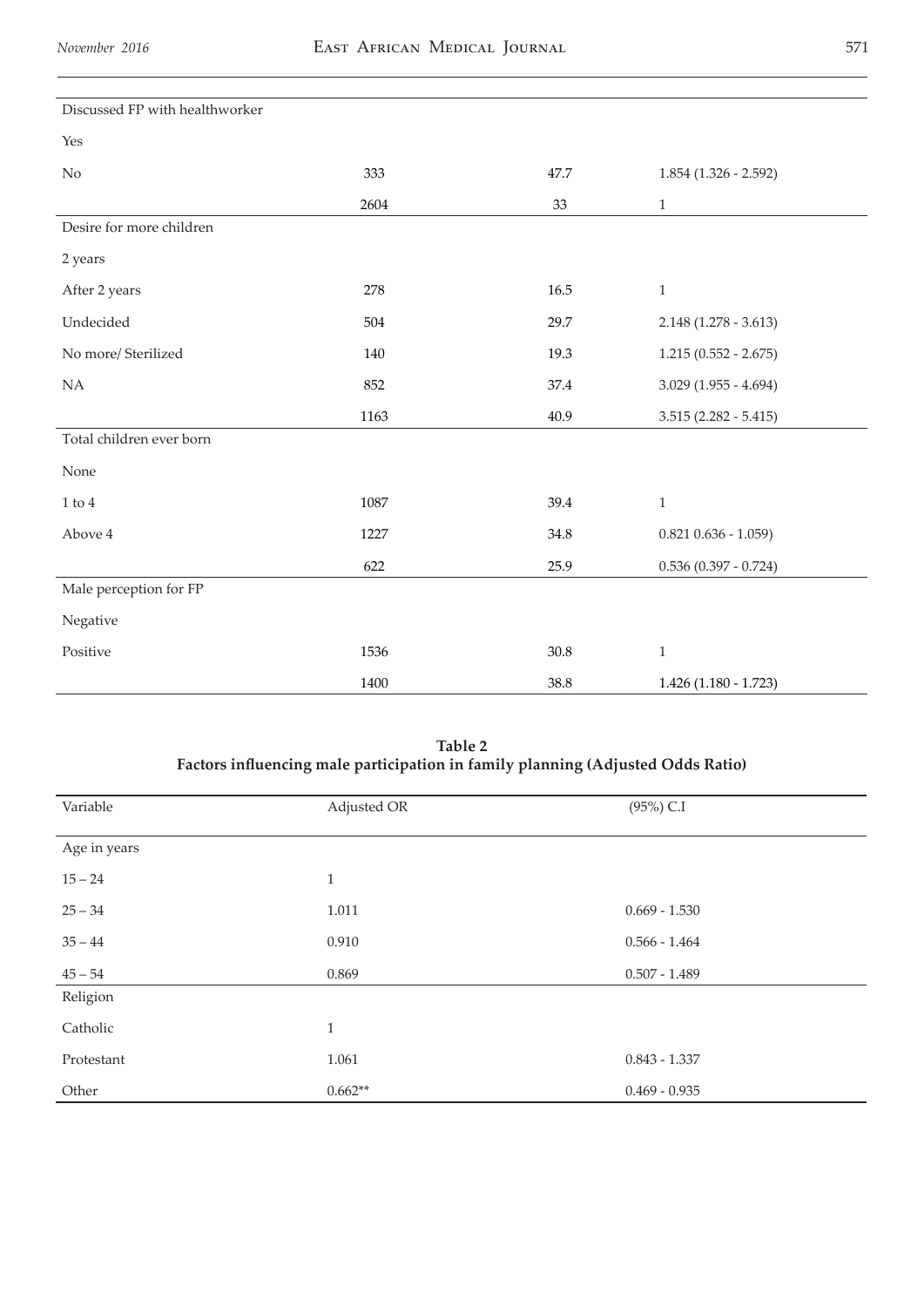| | | | |
|---|---|---|---|
| Discussed FP with healthworker | | | |
| Yes | | | |
| No | 333 | 47.7 | 1.854 (1.326 - 2.592) |
| | 2604 | 33 | 1 |
| Desire for more children | | | |
| 2 years | | | |
| After 2 years | 278 | 16.5 | 1 |
| Undecided | 504 | 29.7 | 2.148 (1.278 - 3.613) |
| No more/ Sterilized | 140 | 19.3 | 1.215 (0.552 - 2.675) |
| NA | 852 | 37.4 | 3.029 (1.955 - 4.694) |
| | 1163 | 40.9 | 3.515 (2.282 - 5.415) |
| Total children ever born | | | |
| None | | | |
| 1 to 4 | 1087 | 39.4 | 1 |
| Above 4 | 1227 | 34.8 | 0.821 0.636 - 1.059) |
| | 622 | 25.9 | 0.536 (0.397 - 0.724) |
| Male perception for FP | | | |
| Negative | | | |
| Positive | 1536 | 30.8 | 1 |
| | 1400 | 38.8 | 1.426 (1.180 - 1.723) |

**Table 2**
**Factors influencing male participation in family planning (Adjusted Odds Ratio)**

| Variable | Adjusted OR | (95%) C.I |
|---|---|---|
| Age in years | | |
| 15 – 24 | 1 | |
| 25 – 34 | 1.011 | 0.669 - 1.530 |
| 35 – 44 | 0.910 | 0.566 - 1.464 |
| 45 – 54 | 0.869 | 0.507 - 1.489 |
| Religion | | |
| Catholic | 1 | |
| Protestant | 1.061 | 0.843 - 1.337 |
| Other | 0.662** | 0.469 - 0.935 |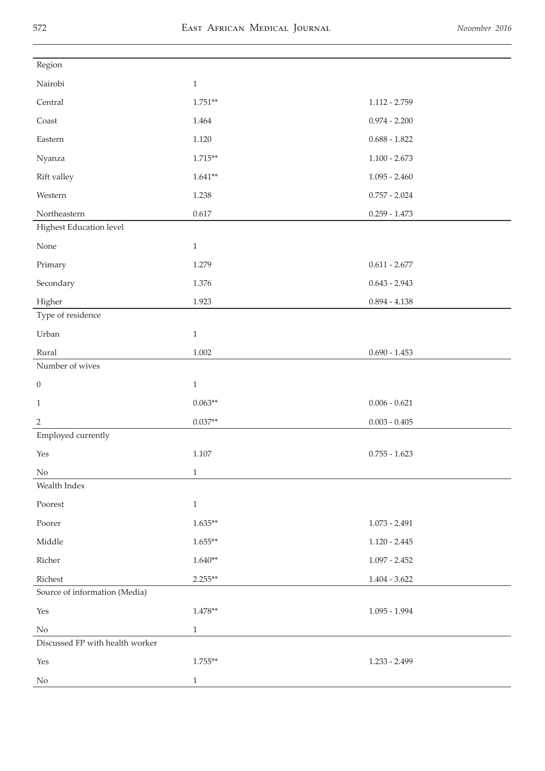| | | |
|---|---|---|
| Region | | |
| Nairobi | 1 | |
| Central | 1.751** | 1.112 - 2.759 |
| Coast | 1.464 | 0.974 - 2.200 |
| Eastern | 1.120 | 0.688 - 1.822 |
| Nyanza | 1.715** | 1.100 - 2.673 |
| Rift valley | 1.641** | 1.095 - 2.460 |
| Western | 1.238 | 0.757 - 2.024 |
| Northeastern | 0.617 | 0.259 - 1.473 |
| Highest Education level | | |
| None | 1 | |
| Primary | 1.279 | 0.611 - 2.677 |
| Secondary | 1.376 | 0.643 - 2.943 |
| Higher | 1.923 | 0.894 - 4.138 |
| Type of residence | | |
| Urban | 1 | |
| Rural | 1.002 | 0.690 - 1.453 |
| Number of wives | | |
| 0 | 1 | |
| 1 | 0.063** | 0.006 - 0.621 |
| 2 | 0.037** | 0.003 - 0.405 |
| Employed currently | | |
| Yes | 1.107 | 0.755 - 1.623 |
| No | 1 | |
| Wealth Index | | |
| Poorest | 1 | |
| Poorer | 1.635** | 1.073 - 2.491 |
| Middle | 1.655** | 1.120 - 2.445 |
| Richer | 1.640** | 1.097 - 2.452 |
| Richest | 2.255** | 1.404 - 3.622 |
| Source of information (Media) | | |
| Yes | 1.478** | 1.095 - 1.994 |
| No | 1 | |
| Discussed FP with health worker | | |
| Yes | 1.755** | 1.233 - 2.499 |
| No | 1 | |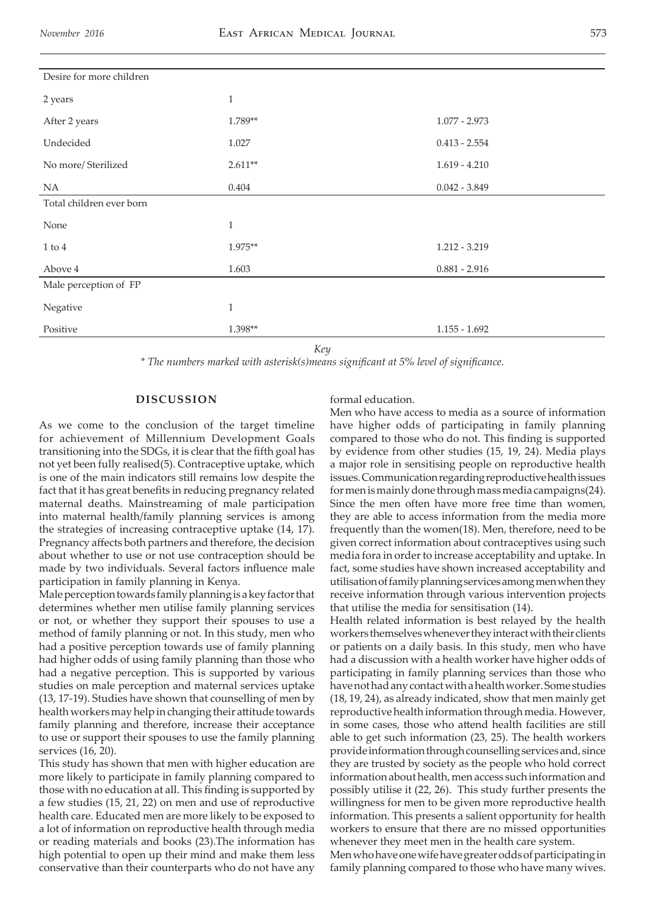| | | |
|---|---|---|
| Desire for more children | | |
| 2 years | 1 | |
| After 2 years | 1.789** | 1.077 - 2.973 |
| Undecided | 1.027 | 0.413 - 2.554 |
| No more/ Sterilized | 2.611** | 1.619 - 4.210 |
| NA | 0.404 | 0.042 - 3.849 |
| Total children ever born | | |
| None | 1 | |
| 1 to 4 | 1.975** | 1.212 - 3.219 |
| Above 4 | 1.603 | 0.881 - 2.916 |
| Male perception of FP | | |
| Negative | 1 | |
| Positive | 1.398** | 1.155 - 1.692 |

*Key*

*\* The numbers marked with asterisk(s)means significant at 5% level of significance.*

## DISCUSSION

As we come to the conclusion of the target timeline for achievement of Millennium Development Goals transitioning into the SDGs, it is clear that the fifth goal has not yet been fully realised(5). Contraceptive uptake, which is one of the main indicators still remains low despite the fact that it has great benefits in reducing pregnancy related maternal deaths. Mainstreaming of male participation into maternal health/family planning services is among the strategies of increasing contraceptive uptake (14, 17). Pregnancy affects both partners and therefore, the decision about whether to use or not use contraception should be made by two individuals. Several factors influence male participation in family planning in Kenya.

Male perception towards family planning is a key factor that determines whether men utilise family planning services or not, or whether they support their spouses to use a method of family planning or not. In this study, men who had a positive perception towards use of family planning had higher odds of using family planning than those who had a negative perception. This is supported by various studies on male perception and maternal services uptake (13, 17-19). Studies have shown that counselling of men by health workers may help in changing their attitude towards family planning and therefore, increase their acceptance to use or support their spouses to use the family planning services (16, 20).

This study has shown that men with higher education are more likely to participate in family planning compared to those with no education at all. This finding is supported by a few studies (15, 21, 22) on men and use of reproductive health care. Educated men are more likely to be exposed to a lot of information on reproductive health through media or reading materials and books (23).The information has high potential to open up their mind and make them less conservative than their counterparts who do not have any formal education.

Men who have access to media as a source of information have higher odds of participating in family planning compared to those who do not. This finding is supported by evidence from other studies (15, 19, 24). Media plays a major role in sensitising people on reproductive health issues. Communication regarding reproductive health issues for men is mainly done through mass media campaigns(24). Since the men often have more free time than women, they are able to access information from the media more frequently than the women(18). Men, therefore, need to be given correct information about contraceptives using such media fora in order to increase acceptability and uptake. In fact, some studies have shown increased acceptability and utilisation of family planning services among men when they receive information through various intervention projects that utilise the media for sensitisation (14).

Health related information is best relayed by the health workers themselves whenever they interact with their clients or patients on a daily basis. In this study, men who have had a discussion with a health worker have higher odds of participating in family planning services than those who have not had any contact with a health worker. Some studies (18, 19, 24), as already indicated, show that men mainly get reproductive health information through media. However, in some cases, those who attend health facilities are still able to get such information (23, 25). The health workers provide information through counselling services and, since they are trusted by society as the people who hold correct information about health, men access such information and possibly utilise it (22, 26). This study further presents the willingness for men to be given more reproductive health information. This presents a salient opportunity for health workers to ensure that there are no missed opportunities whenever they meet men in the health care system.

Men who have one wife have greater odds of participating in family planning compared to those who have many wives.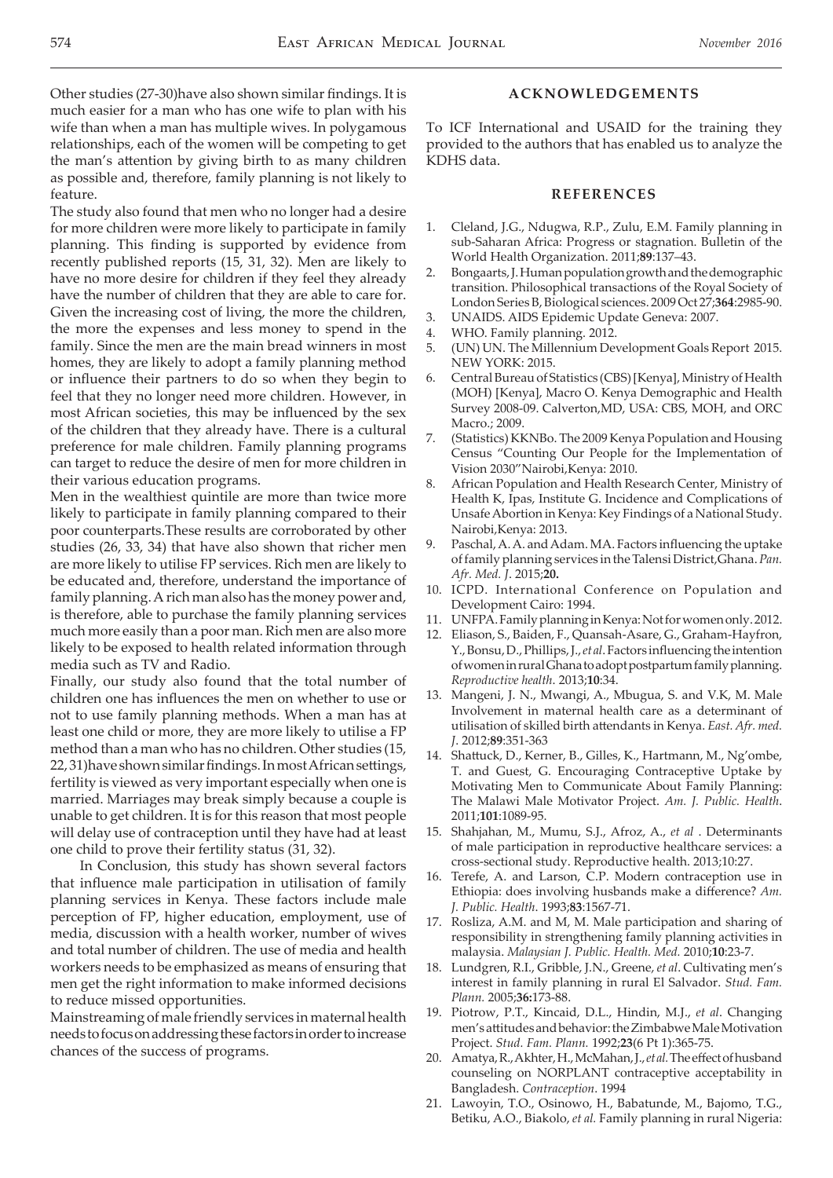Other studies (27-30)have also shown similar findings. It is much easier for a man who has one wife to plan with his wife than when a man has multiple wives. In polygamous relationships, each of the women will be competing to get the man's attention by giving birth to as many children as possible and, therefore, family planning is not likely to feature.

The study also found that men who no longer had a desire for more children were more likely to participate in family planning. This finding is supported by evidence from recently published reports (15, 31, 32). Men are likely to have no more desire for children if they feel they already have the number of children that they are able to care for. Given the increasing cost of living, the more the children, the more the expenses and less money to spend in the family. Since the men are the main bread winners in most homes, they are likely to adopt a family planning method or influence their partners to do so when they begin to feel that they no longer need more children. However, in most African societies, this may be influenced by the sex of the children that they already have. There is a cultural preference for male children. Family planning programs can target to reduce the desire of men for more children in their various education programs.

Men in the wealthiest quintile are more than twice more likely to participate in family planning compared to their poor counterparts.These results are corroborated by other studies (26, 33, 34) that have also shown that richer men are more likely to utilise FP services. Rich men are likely to be educated and, therefore, understand the importance of family planning. A rich man also has the money power and, is therefore, able to purchase the family planning services much more easily than a poor man. Rich men are also more likely to be exposed to health related information through media such as TV and Radio.

Finally, our study also found that the total number of children one has influences the men on whether to use or not to use family planning methods. When a man has at least one child or more, they are more likely to utilise a FP method than a man who has no children. Other studies (15, 22, 31)have shown similar findings. In most African settings, fertility is viewed as very important especially when one is married. Marriages may break simply because a couple is unable to get children. It is for this reason that most people will delay use of contraception until they have had at least one child to prove their fertility status (31, 32).

In Conclusion, this study has shown several factors that influence male participation in utilisation of family planning services in Kenya. These factors include male perception of FP, higher education, employment, use of media, discussion with a health worker, number of wives and total number of children. The use of media and health workers needs to be emphasized as means of ensuring that men get the right information to make informed decisions to reduce missed opportunities.

Mainstreaming of male friendly services in maternal health needs to focus on addressing these factors in order to increase chances of the success of programs.

## ACKNOWLEDGEMENTS

To ICF International and USAID for the training they provided to the authors that has enabled us to analyze the KDHS data.

## REFERENCES

1. Cleland, J.G., Ndugwa, R.P., Zulu, E.M. Family planning in sub-Saharan Africa: Progress or stagnation. Bulletin of the World Health Organization. 2011;**89**:137–43.
2. Bongaarts, J. Human population growth and the demographic transition. Philosophical transactions of the Royal Society of London Series B, Biological sciences. 2009 Oct 27;**364**:2985-90.
3. UNAIDS. AIDS Epidemic Update Geneva: 2007.
4. WHO. Family planning. 2012.
5. (UN) UN. The Millennium Development Goals Report 2015. NEW YORK: 2015.
6. Central Bureau of Statistics (CBS) [Kenya], Ministry of Health (MOH) [Kenya], Macro O. Kenya Demographic and Health Survey 2008-09. Calverton,MD, USA: CBS, MOH, and ORC Macro.; 2009.
7. (Statistics) KKNBo. The 2009 Kenya Population and Housing Census "Counting Our People for the Implementation of Vision 2030"Nairobi,Kenya: 2010.
8. African Population and Health Research Center, Ministry of Health K, Ipas, Institute G. Incidence and Complications of Unsafe Abortion in Kenya: Key Findings of a National Study. Nairobi,Kenya: 2013.
9. Paschal, A. A. and Adam. MA. Factors influencing the uptake of family planning services in the Talensi District,Ghana. *Pan. Afr. Med. J.* 2015;**20.**
10. ICPD. International Conference on Population and Development Cairo: 1994.
11. UNFPA. Family planning in Kenya: Not for women only. 2012.
12. Eliason, S., Baiden, F., Quansah-Asare, G., Graham-Hayfron, Y., Bonsu, D., Phillips, J., *et al*. Factors influencing the intention of women in rural Ghana to adopt postpartum family planning. *Reproductive health*. 2013;**10**:34.
13. Mangeni, J. N., Mwangi, A., Mbugua, S. and V.K, M. Male Involvement in maternal health care as a determinant of utilisation of skilled birth attendants in Kenya. *East. Afr. med. J*. 2012;**89**:351-363
14. Shattuck, D., Kerner, B., Gilles, K., Hartmann, M., Ng'ombe, T. and Guest, G. Encouraging Contraceptive Uptake by Motivating Men to Communicate About Family Planning: The Malawi Male Motivator Project. *Am. J. Public. Health*. 2011;**101**:1089-95.
15. Shahjahan, M., Mumu, S.J., Afroz, A., *et al* . Determinants of male participation in reproductive healthcare services: a cross-sectional study. Reproductive health. 2013;10:27.
16. Terefe, A. and Larson, C.P. Modern contraception use in Ethiopia: does involving husbands make a difference? *Am. J. Public. Health*. 1993;**83**:1567-71.
17. Rosliza, A.M. and M, M. Male participation and sharing of responsibility in strengthening family planning activities in malaysia. *Malaysian J. Public. Health. Med.* 2010;**10**:23-7.
18. Lundgren, R.I., Gribble, J.N., Greene, *et al*. Cultivating men's interest in family planning in rural El Salvador. *Stud. Fam. Plann.* 2005;**36:**173-88.
19. Piotrow, P.T., Kincaid, D.L., Hindin, M.J., *et al*. Changing men's attitudes and behavior: the Zimbabwe Male Motivation Project. *Stud. Fam. Plann.* 1992;**23**(6 Pt 1):365-75.
20. Amatya, R., Akhter, H., McMahan, J., *et al.* The effect of husband counseling on NORPLANT contraceptive acceptability in Bangladesh. *Contraception*. 1994
21. Lawoyin, T.O., Osinowo, H., Babatunde, M., Bajomo, T.G., Betiku, A.O., Biakolo, *et al.* Family planning in rural Nigeria: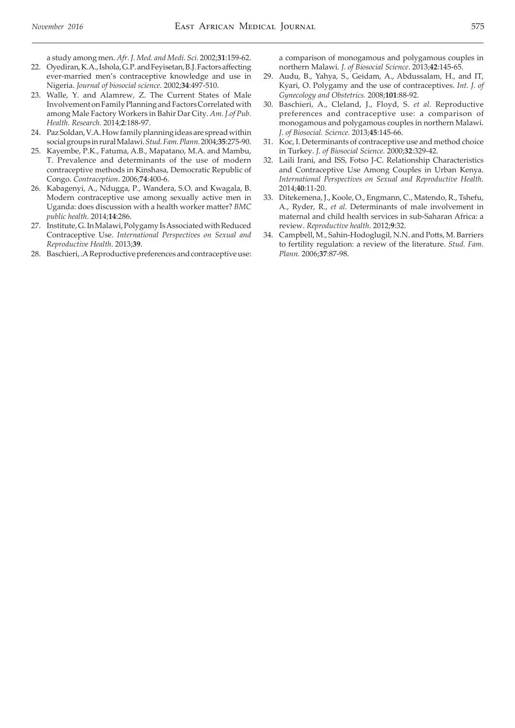a study among men. *Afr. J. Med. and Medi. Sci.* 2002;**31**:159-62.

22. Oyediran, K.A., Ishola, G.P. and Feyisetan, B.J. Factors affecting ever-married men's contraceptive knowledge and use in Nigeria. *Journal of biosocial science*. 2002;**34**:497-510.
23. Walle, Y. and Alamrew, Z. The Current States of Male Involvement on Family Planning and Factors Correlated with among Male Factory Workers in Bahir Dar City. *Am. J.of Pub. Health. Research.* 2014;**2**:188-97.
24. Paz Soldan, V.A. How family planning ideas are spread within social groups in rural Malawi. *Stud. Fam. Plann.* 2004;**35**:275-90.
25. Kayembe, P.K., Fatuma, A.B., Mapatano, M.A. and Mambu, T. Prevalence and determinants of the use of modern contraceptive methods in Kinshasa, Democratic Republic of Congo. *Contraception*. 2006;**74**:400-6.
26. Kabagenyi, A., Ndugga, P., Wandera, S.O. and Kwagala, B. Modern contraceptive use among sexually active men in Uganda: does discussion with a health worker matter? *BMC public health*. 2014;**14**:286.
27. Institute, G. In Malawi, Polygamy Is Associated with Reduced Contraceptive Use. *International Perspectives on Sexual and Reproductive Health*. 2013;**39**.
28. Baschieri, . A Reproductive preferences and contraceptive use: a comparison of monogamous and polygamous couples in northern Malawi. *J. of Biosocial Science*. 2013;**42**:145-65.
29. Audu, B., Yahya, S., Geidam, A., Abdussalam, H., and IT, Kyari, O. Polygamy and the use of contraceptives. *Int. J. of Gynecology and Obstetrics.* 2008;**101**:88-92.
30. Baschieri, A., Cleland, J., Floyd, S. *et al.* Reproductive preferences and contraceptive use: a comparison of monogamous and polygamous couples in northern Malawi. *J. of Biosocial. Science.* 2013;**45**:145-66.
31. Koc, I. Determinants of contraceptive use and method choice in Turkey. *J. of Biosocial Science.* 2000;**32**:329-42.
32. Laili Irani, and ISS, Fotso J-C. Relationship Characteristics and Contraceptive Use Among Couples in Urban Kenya. *International Perspectives on Sexual and Reproductive Health.* 2014;**40**:11-20.
33. Ditekemena, J., Koole, O., Engmann, C., Matendo, R., Tshefu, A., Ryder, R., *et al*. Determinants of male involvement in maternal and child health services in sub-Saharan Africa: a review. *Reproductive health*. 2012;**9**:32.
34. Campbell, M., Sahin-Hodoglugil, N.N. and Potts, M. Barriers to fertility regulation: a review of the literature. *Stud. Fam. Plann.* 2006;**37**:87-98.